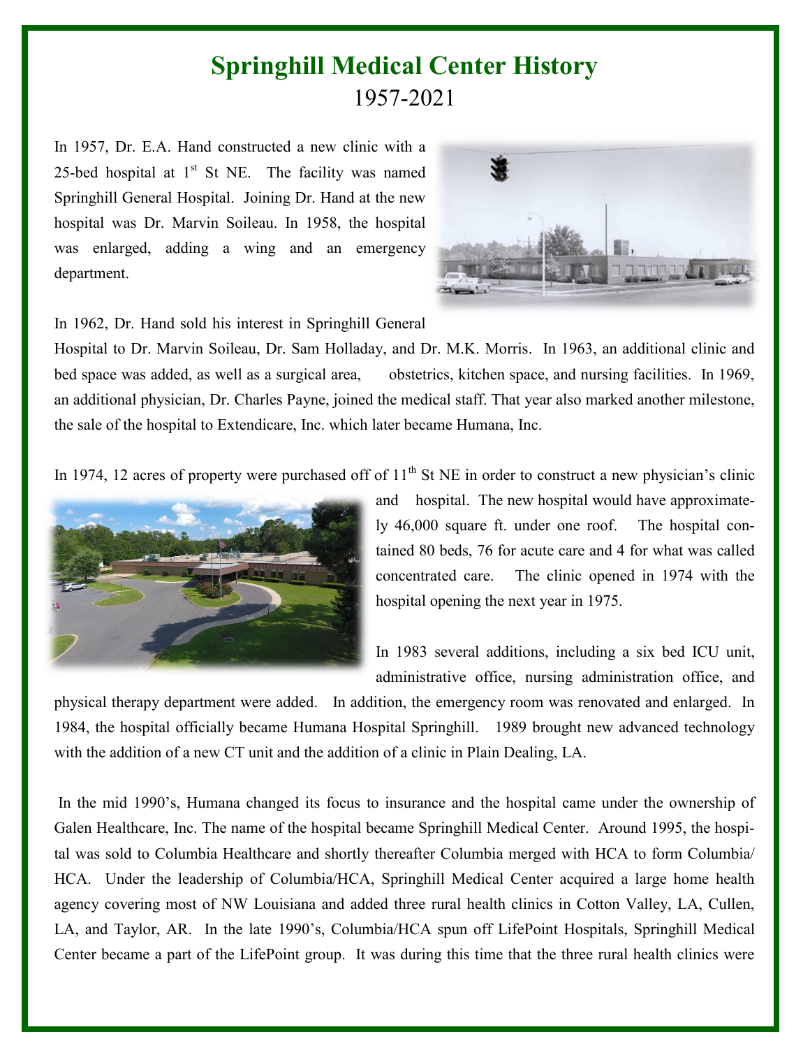# Springhill Medical Center History

1957-2021

In 1957, Dr. E.A. Hand constructed a new clinic with a 25-bed hospital at 1st St NE. The facility was named Springhill General Hospital. Joining Dr. Hand at the new hospital was Dr. Marvin Soileau. In 1958, the hospital was enlarged, adding a wing and an emergency department.

In 1962, Dr. Hand sold his interest in Springhill General Hospital to Dr. Marvin Soileau, Dr. Sam Holladay, and Dr. M.K. Morris. In 1963, an additional clinic and bed space was added, as well as a surgical area, obstetrics, kitchen space, and nursing facilities. In 1969, an additional physician, Dr. Charles Payne, joined the medical staff. That year also marked another milestone, the sale of the hospital to Extendicare, Inc. which later became Humana, Inc.

In 1974, 12 acres of property were purchased off of 11th St NE in order to construct a new physician's clinic and hospital. The new hospital would have approximately 46,000 square ft. under one roof. The hospital contained 80 beds, 76 for acute care and 4 for what was called concentrated care. The clinic opened in 1974 with the hospital opening the next year in 1975.

In 1983 several additions, including a six bed ICU unit, administrative office, nursing administration office, and physical therapy department were added. In addition, the emergency room was renovated and enlarged. In 1984, the hospital officially became Humana Hospital Springhill. 1989 brought new advanced technology with the addition of a new CT unit and the addition of a clinic in Plain Dealing, LA.

In the mid 1990's, Humana changed its focus to insurance and the hospital came under the ownership of Galen Healthcare, Inc. The name of the hospital became Springhill Medical Center. Around 1995, the hospital was sold to Columbia Healthcare and shortly thereafter Columbia merged with HCA to form Columbia/HCA. Under the leadership of Columbia/HCA, Springhill Medical Center acquired a large home health agency covering most of NW Louisiana and added three rural health clinics in Cotton Valley, LA, Cullen, LA, and Taylor, AR. In the late 1990's, Columbia/HCA spun off LifePoint Hospitals, Springhill Medical Center became a part of the LifePoint group. It was during this time that the three rural health clinics were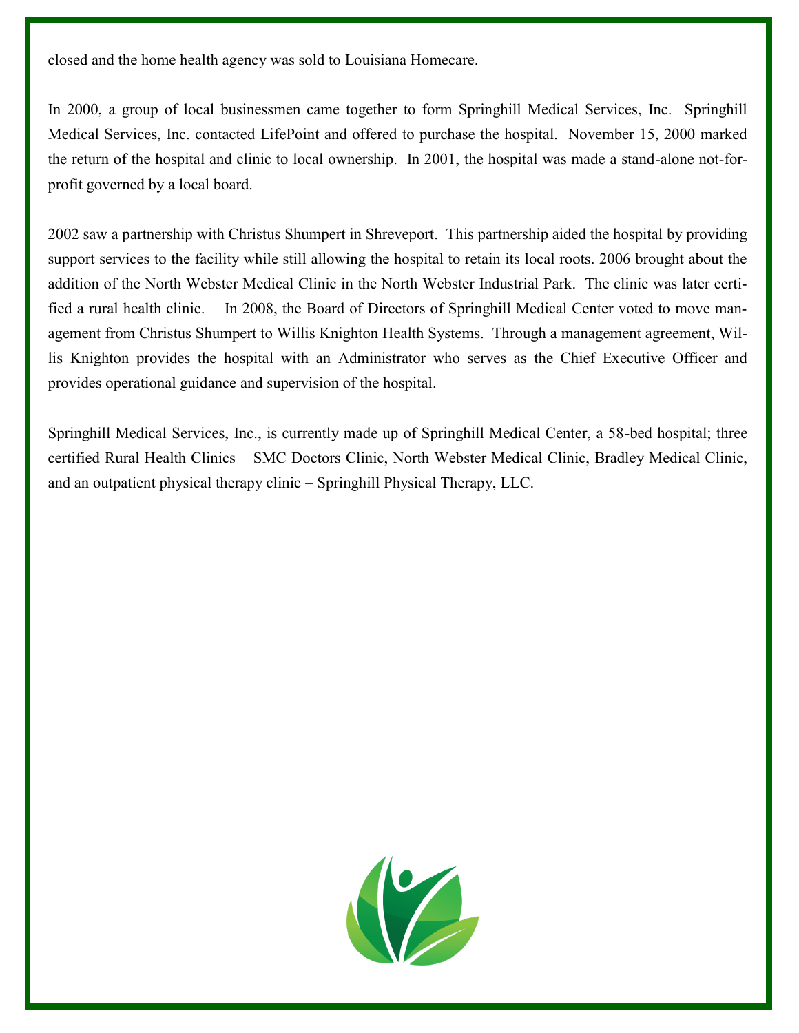closed and the home health agency was sold to Louisiana Homecare.

In 2000, a group of local businessmen came together to form Springhill Medical Services, Inc. Springhill Medical Services, Inc. contacted LifePoint and offered to purchase the hospital. November 15, 2000 marked the return of the hospital and clinic to local ownership. In 2001, the hospital was made a stand-alone not-for-profit governed by a local board.

2002 saw a partnership with Christus Shumpert in Shreveport. This partnership aided the hospital by providing support services to the facility while still allowing the hospital to retain its local roots. 2006 brought about the addition of the North Webster Medical Clinic in the North Webster Industrial Park. The clinic was later certified a rural health clinic. In 2008, the Board of Directors of Springhill Medical Center voted to move management from Christus Shumpert to Willis Knighton Health Systems. Through a management agreement, Willis Knighton provides the hospital with an Administrator who serves as the Chief Executive Officer and provides operational guidance and supervision of the hospital.

Springhill Medical Services, Inc., is currently made up of Springhill Medical Center, a 58-bed hospital; three certified Rural Health Clinics – SMC Doctors Clinic, North Webster Medical Clinic, Bradley Medical Clinic, and an outpatient physical therapy clinic – Springhill Physical Therapy, LLC.